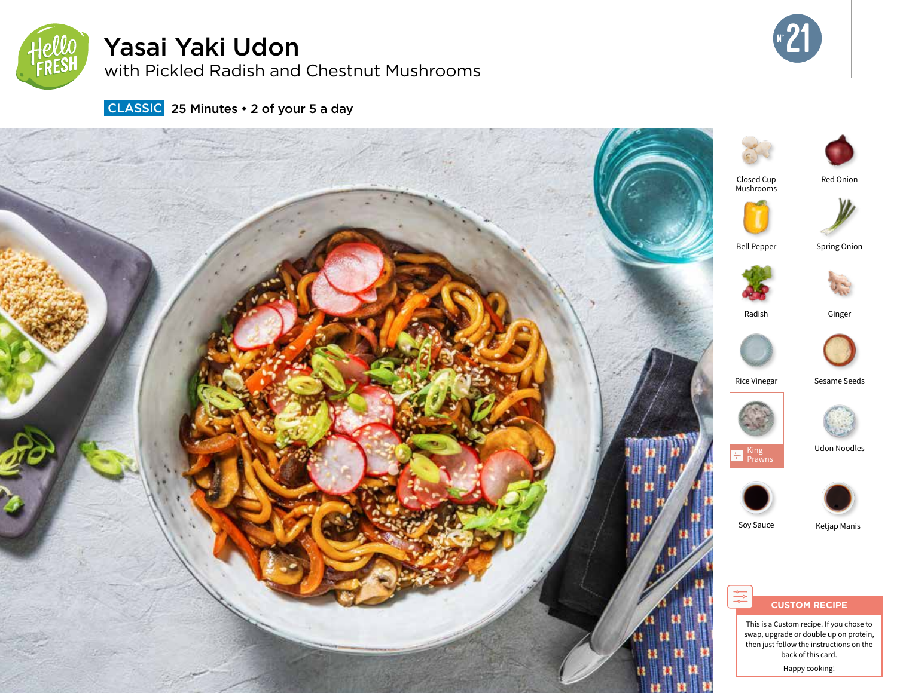# Yasai Yaki Udon

## with Pickled Radish and Chestnut Mushrooms

**CLASSIC** 25 Minutes • 2 of your 5 a day

N° 21

- Closed Cup Mushrooms
- Red Onion
- Bell Pepper
- Spring Onion
- Radish
- Ginger
- Rice Vinegar
- Sesame Seeds
- King Prawns
- Udon Noodles
- Soy Sauce
- Ketjap Manis

**CUSTOM RECIPE**

This is a Custom recipe. If you chose to swap, upgrade or double up on protein, then just follow the instructions on the back of this card.

Happy cooking!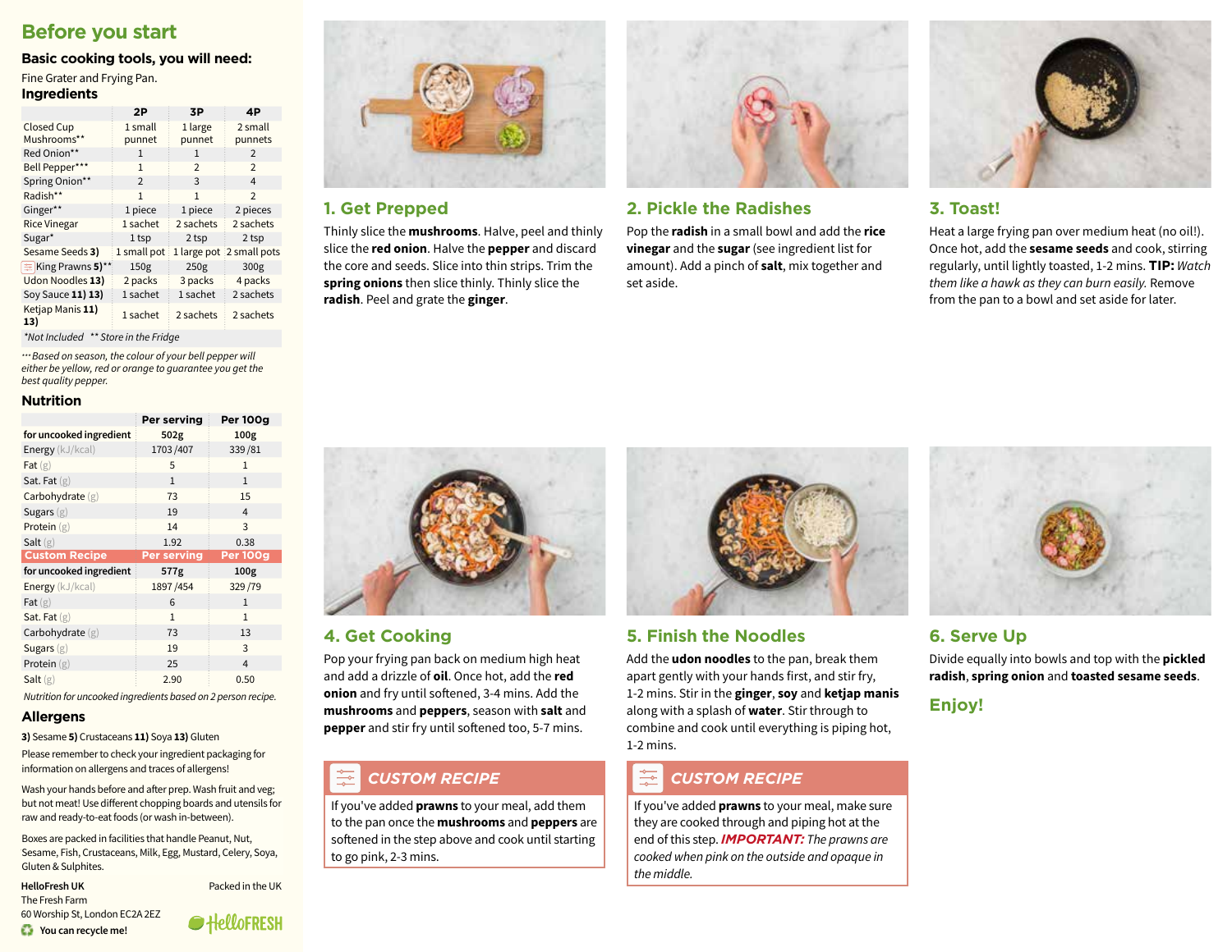## Before you start

### Basic cooking tools, you will need:

Fine Grater and Frying Pan.

### Ingredients

| | 2P | 3P | 4P |
|---|---|---|---|
| Closed Cup Mushrooms** | 1 small punnet | 1 large punnet | 2 small punnets |
| Red Onion** | 1 | 1 | 2 |
| Bell Pepper*** | 1 | 2 | 2 |
| Spring Onion** | 2 | 3 | 4 |
| Radish** | 1 | 1 | 2 |
| Ginger** | 1 piece | 1 piece | 2 pieces |
| Rice Vinegar | 1 sachet | 2 sachets | 2 sachets |
| Sugar* | 1 tsp | 2 tsp | 2 tsp |
| Sesame Seeds 3) | 1 small pot | 1 large pot | 2 small pots |
| King Prawns 5)** | 150g | 250g | 300g |
| Udon Noodles 13) | 2 packs | 3 packs | 4 packs |
| Soy Sauce 11) 13) | 1 sachet | 1 sachet | 2 sachets |
| Ketjap Manis 11) 13) | 1 sachet | 2 sachets | 2 sachets |

*Not Included ** Store in the Fridge

*** Based on season, the colour of your bell pepper will either be yellow, red or orange to guarantee you get the best quality pepper.*

### Nutrition

| | Per serving | Per 100g |
|---|---|---|
| for uncooked ingredient | 502g | 100g |
| Energy (kJ/kcal) | 1703 /407 | 339 /81 |
| Fat (g) | 5 | 1 |
| Sat. Fat (g) | 1 | 1 |
| Carbohydrate (g) | 73 | 15 |
| Sugars (g) | 19 | 4 |
| Protein (g) | 14 | 3 |
| Salt (g) | 1.92 | 0.38 |
| **Custom Recipe** | **Per serving** | **Per 100g** |
| for uncooked ingredient | 577g | 100g |
| Energy (kJ/kcal) | 1897 /454 | 329 /79 |
| Fat (g) | 6 | 1 |
| Sat. Fat (g) | 1 | 1 |
| Carbohydrate (g) | 73 | 13 |
| Sugars (g) | 19 | 3 |
| Protein (g) | 25 | 4 |
| Salt (g) | 2.90 | 0.50 |

*Nutrition for uncooked ingredients based on 2 person recipe.*

### Allergens

**3)** Sesame **5)** Crustaceans **11)** Soya **13)** Gluten

Please remember to check your ingredient packaging for information on allergens and traces of allergens!

Wash your hands before and after prep. Wash fruit and veg; but not meat! Use different chopping boards and utensils for raw and ready-to-eat foods (or wash in-between).

Boxes are packed in facilities that handle Peanut, Nut, Sesame, Fish, Crustaceans, Milk, Egg, Mustard, Celery, Soya, Gluten & Sulphites.

**HelloFresh UK**
The Fresh Farm
60 Worship St, London EC2A 2EZ

Packed in the UK

**You can recycle me!**

## 1. Get Prepped

Thinly slice the **mushrooms**. Halve, peel and thinly slice the **red onion**. Halve the **pepper** and discard the core and seeds. Slice into thin strips. Trim the **spring onions** then slice thinly. Thinly slice the **radish**. Peel and grate the **ginger**.

## 2. Pickle the Radishes

Pop the **radish** in a small bowl and add the **rice vinegar** and the **sugar** (see ingredient list for amount). Add a pinch of **salt**, mix together and set aside.

## 3. Toast!

Heat a large frying pan over medium heat (no oil!). Once hot, add the **sesame seeds** and cook, stirring regularly, until lightly toasted, 1-2 mins. **TIP:** *Watch them like a hawk as they can burn easily.* Remove from the pan to a bowl and set aside for later.

## 4. Get Cooking

Pop your frying pan back on medium high heat and add a drizzle of **oil**. Once hot, add the **red onion** and fry until softened, 3-4 mins. Add the **mushrooms** and **peppers**, season with **salt** and **pepper** and stir fry until softened too, 5-7 mins.

**CUSTOM RECIPE**

If you've added **prawns** to your meal, add them to the pan once the **mushrooms** and **peppers** are softened in the step above and cook until starting to go pink, 2-3 mins.

## 5. Finish the Noodles

Add the **udon noodles** to the pan, break them apart gently with your hands first, and stir fry, 1-2 mins. Stir in the **ginger**, **soy** and **ketjap manis** along with a splash of **water**. Stir through to combine and cook until everything is piping hot, 1-2 mins.

**CUSTOM RECIPE**

If you've added **prawns** to your meal, make sure they are cooked through and piping hot at the end of this step. ***IMPORTANT:*** *The prawns are cooked when pink on the outside and opaque in the middle.*

## 6. Serve Up

Divide equally into bowls and top with the **pickled radish**, **spring onion** and **toasted sesame seeds**.

## Enjoy!